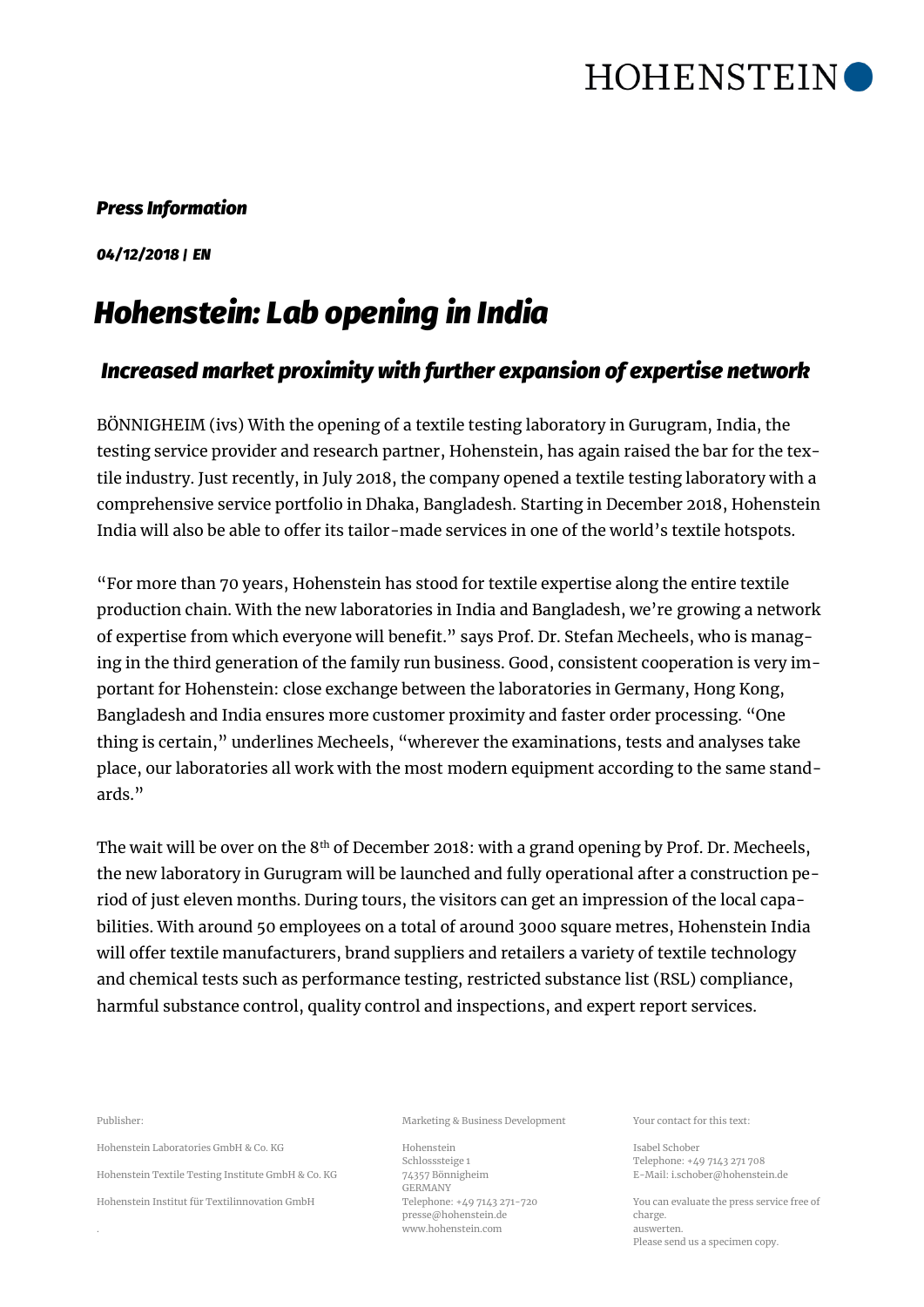HOHENSTEIN

***Press Information***

***04/12/2018 | EN***

# *Hohenstein: Lab opening in India*

## *Increased market proximity with further expansion of expertise network*

BÖNNIGHEIM (ivs) With the opening of a textile testing laboratory in Gurugram, India, the testing service provider and research partner, Hohenstein, has again raised the bar for the textile industry. Just recently, in July 2018, the company opened a textile testing laboratory with a comprehensive service portfolio in Dhaka, Bangladesh. Starting in December 2018, Hohenstein India will also be able to offer its tailor-made services in one of the world's textile hotspots.

"For more than 70 years, Hohenstein has stood for textile expertise along the entire textile production chain. With the new laboratories in India and Bangladesh, we're growing a network of expertise from which everyone will benefit." says Prof. Dr. Stefan Mecheels, who is managing in the third generation of the family run business. Good, consistent cooperation is very important for Hohenstein: close exchange between the laboratories in Germany, Hong Kong, Bangladesh and India ensures more customer proximity and faster order processing. "One thing is certain," underlines Mecheels, "wherever the examinations, tests and analyses take place, our laboratories all work with the most modern equipment according to the same standards."

The wait will be over on the 8th of December 2018: with a grand opening by Prof. Dr. Mecheels, the new laboratory in Gurugram will be launched and fully operational after a construction period of just eleven months. During tours, the visitors can get an impression of the local capabilities. With around 50 employees on a total of around 3000 square metres, Hohenstein India will offer textile manufacturers, brand suppliers and retailers a variety of textile technology and chemical tests such as performance testing, restricted substance list (RSL) compliance, harmful substance control, quality control and inspections, and expert report services.

Publisher:

Hohenstein Laboratories GmbH & Co. KG

Hohenstein Textile Testing Institute GmbH & Co. KG

Hohenstein Institut für Textilinnovation GmbH

Marketing & Business Development

Hohenstein
Schlosssteige 1
74357 Bönnigheim
GERMANY
Telephone: +49 7143 271-720
presse@hohenstein.de
www.hohenstein.com

Your contact for this text:

Isabel Schober
Telephone: +49 7143 271 708
E-Mail: i.schober@hohenstein.de

You can evaluate the press service free of charge.
auswerten.
Please send us a specimen copy.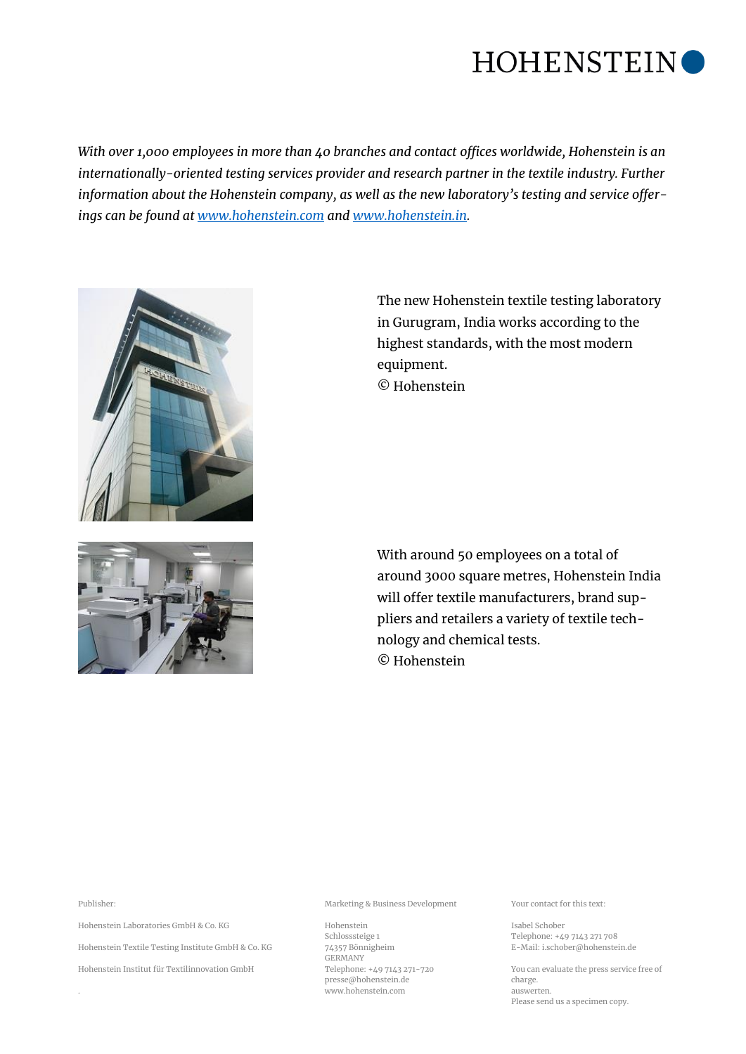*With over 1,000 employees in more than 40 branches and contact offices worldwide, Hohenstein is an internationally-oriented testing services provider and research partner in the textile industry. Further information about the Hohenstein company, as well as the new laboratory's testing and service offerings can be found at [www.hohenstein.com](http://www.hohenstein.com) and [www.hohenstein.in](http://www.hohenstein.in).*

The new Hohenstein textile testing laboratory in Gurugram, India works according to the highest standards, with the most modern equipment.
© Hohenstein

With around 50 employees on a total of around 3000 square metres, Hohenstein India will offer textile manufacturers, brand suppliers and retailers a variety of textile technology and chemical tests.
© Hohenstein

Publisher:

Hohenstein Laboratories GmbH & Co. KG

Hohenstein Textile Testing Institute GmbH & Co. KG

Hohenstein Institut für Textilinnovation GmbH

Marketing & Business Development

Hohenstein
Schlosssteige 1
74357 Bönnigheim
GERMANY
Telephone: +49 7143 271-720
presse@hohenstein.de
www.hohenstein.com

Your contact for this text:

Isabel Schober
Telephone: +49 7143 271 708
E-Mail: i.schober@hohenstein.de

You can evaluate the press service free of charge.
auswerten.
Please send us a specimen copy.